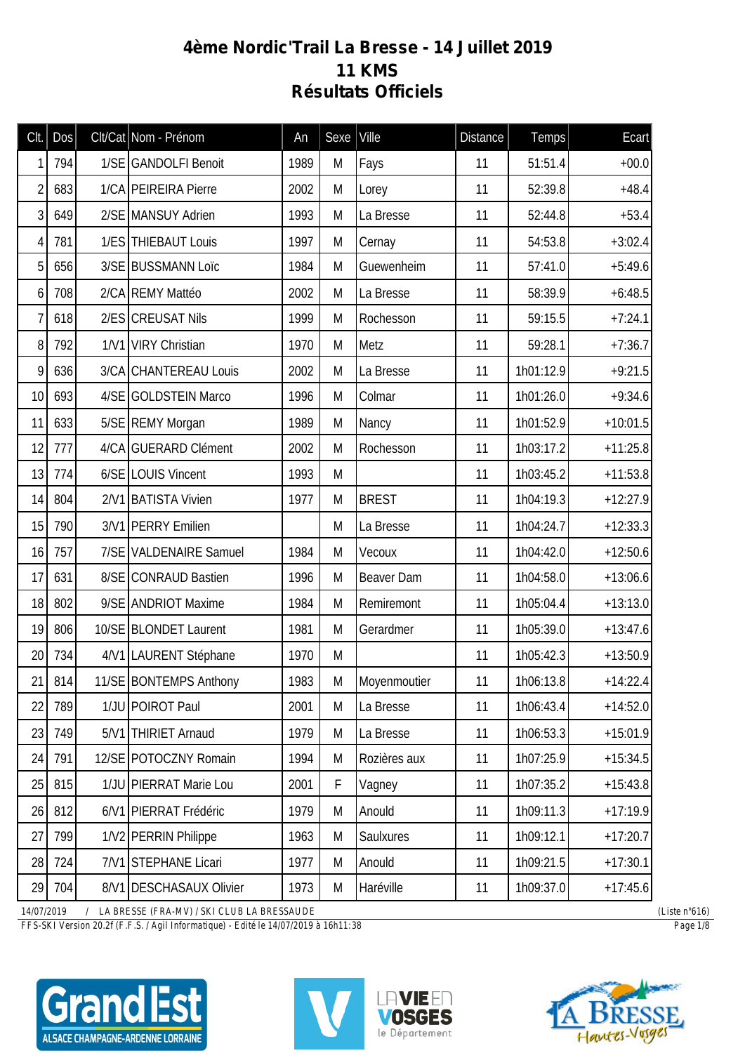# 4ème Nordic'Trail La Bresse - 14 Juillet 2019
## 11 KMS
## Résultats Officiels

| Clt. | Dos | Clt/Cat | Nom - Prénom | An | Sexe | Ville | Distance | Temps | Ecart |
|---|---|---|---|---|---|---|---|---|---|
| 1 | 794 | 1/SE | GANDOLFI Benoit | 1989 | M | Fays | 11 | 51:51.4 | +00.0 |
| 2 | 683 | 1/CA | PEIREIRA Pierre | 2002 | M | Lorey | 11 | 52:39.8 | +48.4 |
| 3 | 649 | 2/SE | MANSUY Adrien | 1993 | M | La Bresse | 11 | 52:44.8 | +53.4 |
| 4 | 781 | 1/ES | THIEBAUT Louis | 1997 | M | Cernay | 11 | 54:53.8 | +3:02.4 |
| 5 | 656 | 3/SE | BUSSMANN Loïc | 1984 | M | Guewenheim | 11 | 57:41.0 | +5:49.6 |
| 6 | 708 | 2/CA | REMY Mattéo | 2002 | M | La Bresse | 11 | 58:39.9 | +6:48.5 |
| 7 | 618 | 2/ES | CREUSAT Nils | 1999 | M | Rochesson | 11 | 59:15.5 | +7:24.1 |
| 8 | 792 | 1/V1 | VIRY Christian | 1970 | M | Metz | 11 | 59:28.1 | +7:36.7 |
| 9 | 636 | 3/CA | CHANTEREAU Louis | 2002 | M | La Bresse | 11 | 1h01:12.9 | +9:21.5 |
| 10 | 693 | 4/SE | GOLDSTEIN Marco | 1996 | M | Colmar | 11 | 1h01:26.0 | +9:34.6 |
| 11 | 633 | 5/SE | REMY Morgan | 1989 | M | Nancy | 11 | 1h01:52.9 | +10:01.5 |
| 12 | 777 | 4/CA | GUERARD Clément | 2002 | M | Rochesson | 11 | 1h03:17.2 | +11:25.8 |
| 13 | 774 | 6/SE | LOUIS Vincent | 1993 | M | | 11 | 1h03:45.2 | +11:53.8 |
| 14 | 804 | 2/V1 | BATISTA Vivien | 1977 | M | BREST | 11 | 1h04:19.3 | +12:27.9 |
| 15 | 790 | 3/V1 | PERRY Emilien | | M | La Bresse | 11 | 1h04:24.7 | +12:33.3 |
| 16 | 757 | 7/SE | VALDENAIRE Samuel | 1984 | M | Vecoux | 11 | 1h04:42.0 | +12:50.6 |
| 17 | 631 | 8/SE | CONRAUD Bastien | 1996 | M | Beaver Dam | 11 | 1h04:58.0 | +13:06.6 |
| 18 | 802 | 9/SE | ANDRIOT Maxime | 1984 | M | Remiremont | 11 | 1h05:04.4 | +13:13.0 |
| 19 | 806 | 10/SE | BLONDET Laurent | 1981 | M | Gerardmer | 11 | 1h05:39.0 | +13:47.6 |
| 20 | 734 | 4/V1 | LAURENT Stéphane | 1970 | M | | 11 | 1h05:42.3 | +13:50.9 |
| 21 | 814 | 11/SE | BONTEMPS Anthony | 1983 | M | Moyenmoutier | 11 | 1h06:13.8 | +14:22.4 |
| 22 | 789 | 1/JU | POIROT Paul | 2001 | M | La Bresse | 11 | 1h06:43.4 | +14:52.0 |
| 23 | 749 | 5/V1 | THIRIET Arnaud | 1979 | M | La Bresse | 11 | 1h06:53.3 | +15:01.9 |
| 24 | 791 | 12/SE | POTOCZNY Romain | 1994 | M | Rozières aux | 11 | 1h07:25.9 | +15:34.5 |
| 25 | 815 | 1/JU | PIERRAT Marie Lou | 2001 | F | Vagney | 11 | 1h07:35.2 | +15:43.8 |
| 26 | 812 | 6/V1 | PIERRAT Frédéric | 1979 | M | Anould | 11 | 1h09:11.3 | +17:19.9 |
| 27 | 799 | 1/V2 | PERRIN Philippe | 1963 | M | Saulxures | 11 | 1h09:12.1 | +17:20.7 |
| 28 | 724 | 7/V1 | STEPHANE Licari | 1977 | M | Anould | 11 | 1h09:21.5 | +17:30.1 |
| 29 | 704 | 8/V1 | DESCHASAUX Olivier | 1973 | M | Haréville | 11 | 1h09:37.0 | +17:45.6 |

14/07/2019 / LA BRESSE (FRA-MV) / SKI CLUB LA BRESSAUDE (Liste n°616)

FFS-SKI Version 20.2f (F.F.S. / Agil Informatique) - Edité le 14/07/2019 à 16h11:38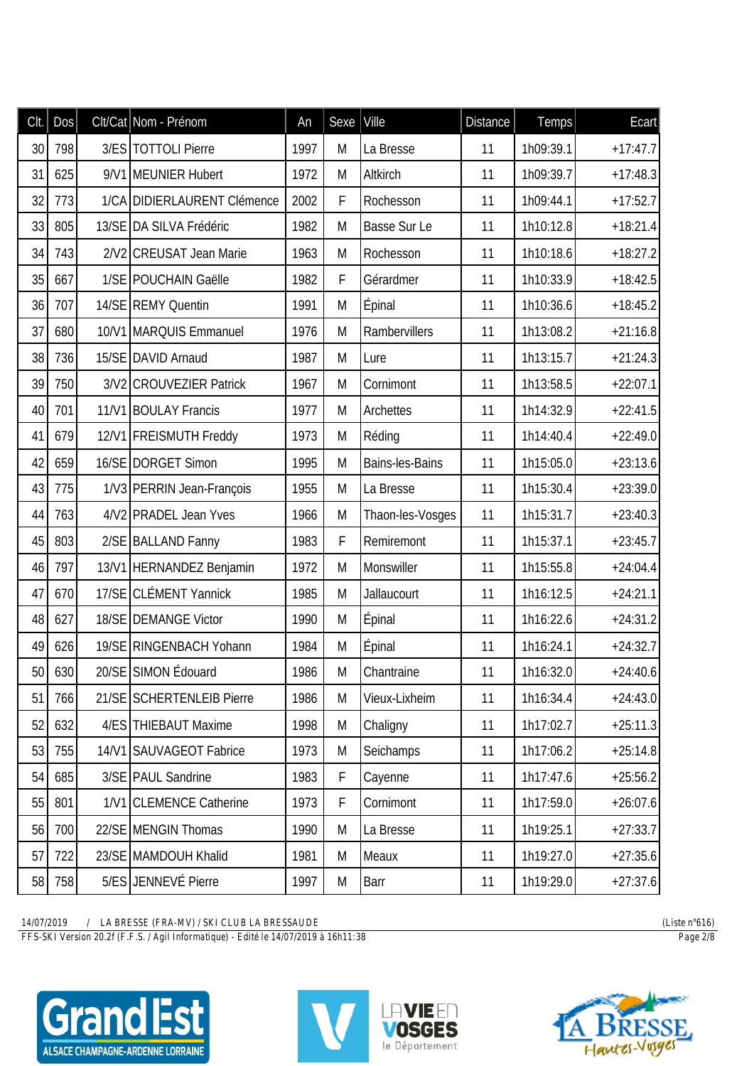| Clt. | Dos | Clt/Cat | Nom - Prénom | An | Sexe | Ville | Distance | Temps | Ecart |
|---|---|---|---|---|---|---|---|---|---|
| 30 | 798 | 3/ES | TOTTOLI Pierre | 1997 | M | La Bresse | 11 | 1h09:39.1 | +17:47.7 |
| 31 | 625 | 9/V1 | MEUNIER Hubert | 1972 | M | Altkirch | 11 | 1h09:39.7 | +17:48.3 |
| 32 | 773 | 1/CA | DIDIERLAURENT Clémence | 2002 | F | Rochesson | 11 | 1h09:44.1 | +17:52.7 |
| 33 | 805 | 13/SE | DA SILVA Frédéric | 1982 | M | Basse Sur Le | 11 | 1h10:12.8 | +18:21.4 |
| 34 | 743 | 2/V2 | CREUSAT Jean Marie | 1963 | M | Rochesson | 11 | 1h10:18.6 | +18:27.2 |
| 35 | 667 | 1/SE | POUCHAIN Gaëlle | 1982 | F | Gérardmer | 11 | 1h10:33.9 | +18:42.5 |
| 36 | 707 | 14/SE | REMY Quentin | 1991 | M | Épinal | 11 | 1h10:36.6 | +18:45.2 |
| 37 | 680 | 10/V1 | MARQUIS Emmanuel | 1976 | M | Rambervillers | 11 | 1h13:08.2 | +21:16.8 |
| 38 | 736 | 15/SE | DAVID Arnaud | 1987 | M | Lure | 11 | 1h13:15.7 | +21:24.3 |
| 39 | 750 | 3/V2 | CROUVEZIER Patrick | 1967 | M | Cornimont | 11 | 1h13:58.5 | +22:07.1 |
| 40 | 701 | 11/V1 | BOULAY Francis | 1977 | M | Archettes | 11 | 1h14:32.9 | +22:41.5 |
| 41 | 679 | 12/V1 | FREISMUTH Freddy | 1973 | M | Réding | 11 | 1h14:40.4 | +22:49.0 |
| 42 | 659 | 16/SE | DORGET Simon | 1995 | M | Bains-les-Bains | 11 | 1h15:05.0 | +23:13.6 |
| 43 | 775 | 1/V3 | PERRIN Jean-François | 1955 | M | La Bresse | 11 | 1h15:30.4 | +23:39.0 |
| 44 | 763 | 4/V2 | PRADEL Jean Yves | 1966 | M | Thaon-les-Vosges | 11 | 1h15:31.7 | +23:40.3 |
| 45 | 803 | 2/SE | BALLAND Fanny | 1983 | F | Remiremont | 11 | 1h15:37.1 | +23:45.7 |
| 46 | 797 | 13/V1 | HERNANDEZ Benjamin | 1972 | M | Monswiller | 11 | 1h15:55.8 | +24:04.4 |
| 47 | 670 | 17/SE | CLÉMENT Yannick | 1985 | M | Jallaucourt | 11 | 1h16:12.5 | +24:21.1 |
| 48 | 627 | 18/SE | DEMANGE Victor | 1990 | M | Épinal | 11 | 1h16:22.6 | +24:31.2 |
| 49 | 626 | 19/SE | RINGENBACH Yohann | 1984 | M | Épinal | 11 | 1h16:24.1 | +24:32.7 |
| 50 | 630 | 20/SE | SIMON Édouard | 1986 | M | Chantraine | 11 | 1h16:32.0 | +24:40.6 |
| 51 | 766 | 21/SE | SCHERTENLEIB Pierre | 1986 | M | Vieux-Lixheim | 11 | 1h16:34.4 | +24:43.0 |
| 52 | 632 | 4/ES | THIEBAUT Maxime | 1998 | M | Chaligny | 11 | 1h17:02.7 | +25:11.3 |
| 53 | 755 | 14/V1 | SAUVAGEOT Fabrice | 1973 | M | Seichamps | 11 | 1h17:06.2 | +25:14.8 |
| 54 | 685 | 3/SE | PAUL Sandrine | 1983 | F | Cayenne | 11 | 1h17:47.6 | +25:56.2 |
| 55 | 801 | 1/V1 | CLEMENCE Catherine | 1973 | F | Cornimont | 11 | 1h17:59.0 | +26:07.6 |
| 56 | 700 | 22/SE | MENGIN Thomas | 1990 | M | La Bresse | 11 | 1h19:25.1 | +27:33.7 |
| 57 | 722 | 23/SE | MAMDOUH Khalid | 1981 | M | Meaux | 11 | 1h19:27.0 | +27:35.6 |
| 58 | 758 | 5/ES | JENNEVÉ Pierre | 1997 | M | Barr | 11 | 1h19:29.0 | +27:37.6 |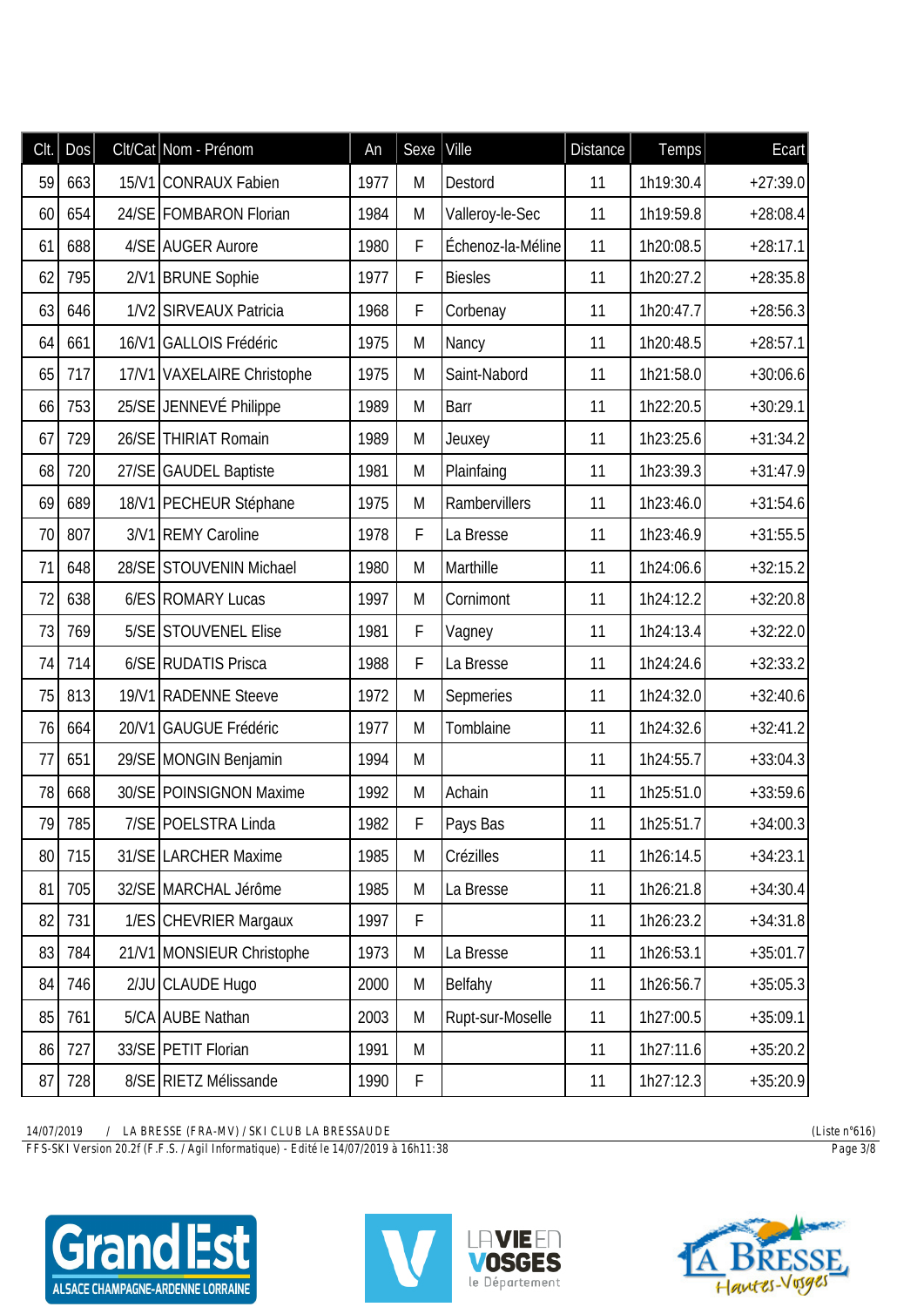| Clt. | Dos | Clt/Cat | Nom - Prénom | An | Sexe | Ville | Distance | Temps | Ecart |
|---|---|---|---|---|---|---|---|---|---|
| 59 | 663 | 15/V1 | CONRAUX Fabien | 1977 | M | Destord | 11 | 1h19:30.4 | +27:39.0 |
| 60 | 654 | 24/SE | FOMBARON Florian | 1984 | M | Valleroy-le-Sec | 11 | 1h19:59.8 | +28:08.4 |
| 61 | 688 | 4/SE | AUGER Aurore | 1980 | F | Échenoz-la-Méline | 11 | 1h20:08.5 | +28:17.1 |
| 62 | 795 | 2/V1 | BRUNE Sophie | 1977 | F | Biesles | 11 | 1h20:27.2 | +28:35.8 |
| 63 | 646 | 1/V2 | SIRVEAUX Patricia | 1968 | F | Corbenay | 11 | 1h20:47.7 | +28:56.3 |
| 64 | 661 | 16/V1 | GALLOIS Frédéric | 1975 | M | Nancy | 11 | 1h20:48.5 | +28:57.1 |
| 65 | 717 | 17/V1 | VAXELAIRE Christophe | 1975 | M | Saint-Nabord | 11 | 1h21:58.0 | +30:06.6 |
| 66 | 753 | 25/SE | JENNEVÉ Philippe | 1989 | M | Barr | 11 | 1h22:20.5 | +30:29.1 |
| 67 | 729 | 26/SE | THIRIAT Romain | 1989 | M | Jeuxey | 11 | 1h23:25.6 | +31:34.2 |
| 68 | 720 | 27/SE | GAUDEL Baptiste | 1981 | M | Plainfaing | 11 | 1h23:39.3 | +31:47.9 |
| 69 | 689 | 18/V1 | PECHEUR Stéphane | 1975 | M | Rambervillers | 11 | 1h23:46.0 | +31:54.6 |
| 70 | 807 | 3/V1 | REMY Caroline | 1978 | F | La Bresse | 11 | 1h23:46.9 | +31:55.5 |
| 71 | 648 | 28/SE | STOUVENIN Michael | 1980 | M | Marthille | 11 | 1h24:06.6 | +32:15.2 |
| 72 | 638 | 6/ES | ROMARY Lucas | 1997 | M | Cornimont | 11 | 1h24:12.2 | +32:20.8 |
| 73 | 769 | 5/SE | STOUVENEL Elise | 1981 | F | Vagney | 11 | 1h24:13.4 | +32:22.0 |
| 74 | 714 | 6/SE | RUDATIS Prisca | 1988 | F | La Bresse | 11 | 1h24:24.6 | +32:33.2 |
| 75 | 813 | 19/V1 | RADENNE Steeve | 1972 | M | Sepmeries | 11 | 1h24:32.0 | +32:40.6 |
| 76 | 664 | 20/V1 | GAUGUE Frédéric | 1977 | M | Tomblaine | 11 | 1h24:32.6 | +32:41.2 |
| 77 | 651 | 29/SE | MONGIN Benjamin | 1994 | M | | 11 | 1h24:55.7 | +33:04.3 |
| 78 | 668 | 30/SE | POINSIGNON Maxime | 1992 | M | Achain | 11 | 1h25:51.0 | +33:59.6 |
| 79 | 785 | 7/SE | POELSTRA Linda | 1982 | F | Pays Bas | 11 | 1h25:51.7 | +34:00.3 |
| 80 | 715 | 31/SE | LARCHER Maxime | 1985 | M | Crézilles | 11 | 1h26:14.5 | +34:23.1 |
| 81 | 705 | 32/SE | MARCHAL Jérôme | 1985 | M | La Bresse | 11 | 1h26:21.8 | +34:30.4 |
| 82 | 731 | 1/ES | CHEVRIER Margaux | 1997 | F | | 11 | 1h26:23.2 | +34:31.8 |
| 83 | 784 | 21/V1 | MONSIEUR Christophe | 1973 | M | La Bresse | 11 | 1h26:53.1 | +35:01.7 |
| 84 | 746 | 2/JU | CLAUDE Hugo | 2000 | M | Belfahy | 11 | 1h26:56.7 | +35:05.3 |
| 85 | 761 | 5/CA | AUBE Nathan | 2003 | M | Rupt-sur-Moselle | 11 | 1h27:00.5 | +35:09.1 |
| 86 | 727 | 33/SE | PETIT Florian | 1991 | M | | 11 | 1h27:11.6 | +35:20.2 |
| 87 | 728 | 8/SE | RIETZ Mélissande | 1990 | F | | 11 | 1h27:12.3 | +35:20.9 |

14/07/2019 / LA BRESSE (FRA-MV) / SKI CLUB LA BRESSAUDE (Liste n°616)
FFS-SKI Version 20.2f (F.F.S. / Agil Informatique) - Edité le 14/07/2019 à 16h11:38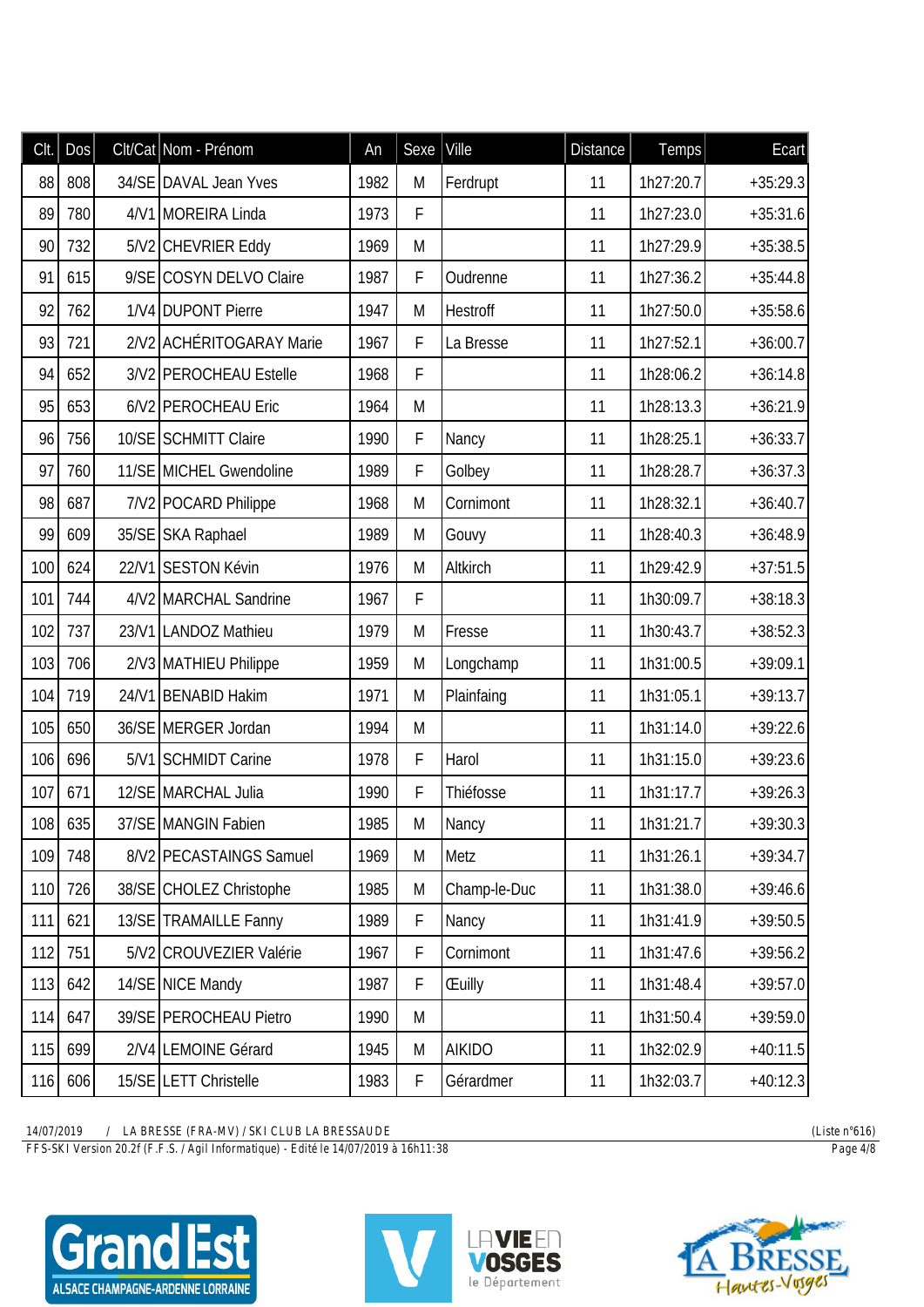| Clt. | Dos | Clt/Cat | Nom - Prénom | An | Sexe | Ville | Distance | Temps | Ecart |
|---|---|---|---|---|---|---|---|---|---|
| 88 | 808 | 34/SE | DAVAL Jean Yves | 1982 | M | Ferdrupt | 11 | 1h27:20.7 | +35:29.3 |
| 89 | 780 | 4/V1 | MOREIRA Linda | 1973 | F | | 11 | 1h27:23.0 | +35:31.6 |
| 90 | 732 | 5/V2 | CHEVRIER Eddy | 1969 | M | | 11 | 1h27:29.9 | +35:38.5 |
| 91 | 615 | 9/SE | COSYN DELVO Claire | 1987 | F | Oudrenne | 11 | 1h27:36.2 | +35:44.8 |
| 92 | 762 | 1/V4 | DUPONT Pierre | 1947 | M | Hestroff | 11 | 1h27:50.0 | +35:58.6 |
| 93 | 721 | 2/V2 | ACHÉRITOGARAY Marie | 1967 | F | La Bresse | 11 | 1h27:52.1 | +36:00.7 |
| 94 | 652 | 3/V2 | PEROCHEAU Estelle | 1968 | F | | 11 | 1h28:06.2 | +36:14.8 |
| 95 | 653 | 6/V2 | PEROCHEAU Eric | 1964 | M | | 11 | 1h28:13.3 | +36:21.9 |
| 96 | 756 | 10/SE | SCHMITT Claire | 1990 | F | Nancy | 11 | 1h28:25.1 | +36:33.7 |
| 97 | 760 | 11/SE | MICHEL Gwendoline | 1989 | F | Golbey | 11 | 1h28:28.7 | +36:37.3 |
| 98 | 687 | 7/V2 | POCARD Philippe | 1968 | M | Cornimont | 11 | 1h28:32.1 | +36:40.7 |
| 99 | 609 | 35/SE | SKA Raphael | 1989 | M | Gouvy | 11 | 1h28:40.3 | +36:48.9 |
| 100 | 624 | 22/V1 | SESTON Kévin | 1976 | M | Altkirch | 11 | 1h29:42.9 | +37:51.5 |
| 101 | 744 | 4/V2 | MARCHAL Sandrine | 1967 | F | | 11 | 1h30:09.7 | +38:18.3 |
| 102 | 737 | 23/V1 | LANDOZ Mathieu | 1979 | M | Fresse | 11 | 1h30:43.7 | +38:52.3 |
| 103 | 706 | 2/V3 | MATHIEU Philippe | 1959 | M | Longchamp | 11 | 1h31:00.5 | +39:09.1 |
| 104 | 719 | 24/V1 | BENABID Hakim | 1971 | M | Plainfaing | 11 | 1h31:05.1 | +39:13.7 |
| 105 | 650 | 36/SE | MERGER Jordan | 1994 | M | | 11 | 1h31:14.0 | +39:22.6 |
| 106 | 696 | 5/V1 | SCHMIDT Carine | 1978 | F | Harol | 11 | 1h31:15.0 | +39:23.6 |
| 107 | 671 | 12/SE | MARCHAL Julia | 1990 | F | Thiéfosse | 11 | 1h31:17.7 | +39:26.3 |
| 108 | 635 | 37/SE | MANGIN Fabien | 1985 | M | Nancy | 11 | 1h31:21.7 | +39:30.3 |
| 109 | 748 | 8/V2 | PECASTAINGS Samuel | 1969 | M | Metz | 11 | 1h31:26.1 | +39:34.7 |
| 110 | 726 | 38/SE | CHOLEZ Christophe | 1985 | M | Champ-le-Duc | 11 | 1h31:38.0 | +39:46.6 |
| 111 | 621 | 13/SE | TRAMAILLE Fanny | 1989 | F | Nancy | 11 | 1h31:41.9 | +39:50.5 |
| 112 | 751 | 5/V2 | CROUVEZIER Valérie | 1967 | F | Cornimont | 11 | 1h31:47.6 | +39:56.2 |
| 113 | 642 | 14/SE | NICE Mandy | 1987 | F | Œuilly | 11 | 1h31:48.4 | +39:57.0 |
| 114 | 647 | 39/SE | PEROCHEAU Pietro | 1990 | M | | 11 | 1h31:50.4 | +39:59.0 |
| 115 | 699 | 2/V4 | LEMOINE Gérard | 1945 | M | AIKIDO | 11 | 1h32:02.9 | +40:11.5 |
| 116 | 606 | 15/SE | LETT Christelle | 1983 | F | Gérardmer | 11 | 1h32:03.7 | +40:12.3 |

14/07/2019 / LA BRESSE (FRA-MV) / SKI CLUB LA BRESSAUDE (Liste n°616)
FFS-SKI Version 20.2f (F.F.S. / Agil Informatique) - Edité le 14/07/2019 à 16h11:38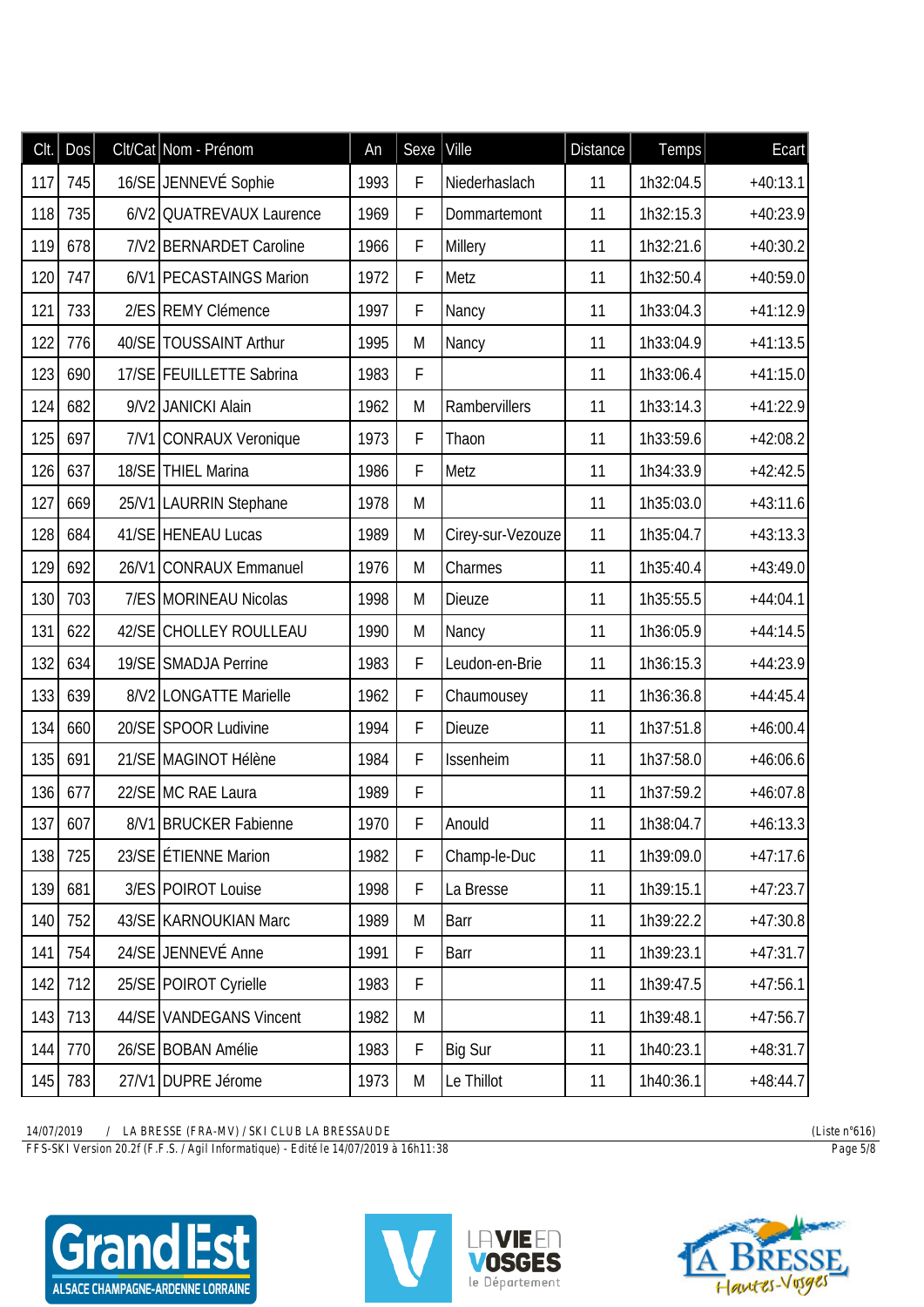| Clt. | Dos | Clt/Cat | Nom - Prénom | An | Sexe | Ville | Distance | Temps | Ecart |
|---|---|---|---|---|---|---|---|---|---|
| 117 | 745 | 16/SE | JENNEVÉ Sophie | 1993 | F | Niederhaslach | 11 | 1h32:04.5 | +40:13.1 |
| 118 | 735 | 6/V2 | QUATREVAUX Laurence | 1969 | F | Dommartemont | 11 | 1h32:15.3 | +40:23.9 |
| 119 | 678 | 7/V2 | BERNARDET Caroline | 1966 | F | Millery | 11 | 1h32:21.6 | +40:30.2 |
| 120 | 747 | 6/V1 | PECASTAINGS Marion | 1972 | F | Metz | 11 | 1h32:50.4 | +40:59.0 |
| 121 | 733 | 2/ES | REMY Clémence | 1997 | F | Nancy | 11 | 1h33:04.3 | +41:12.9 |
| 122 | 776 | 40/SE | TOUSSAINT Arthur | 1995 | M | Nancy | 11 | 1h33:04.9 | +41:13.5 |
| 123 | 690 | 17/SE | FEUILLETTE Sabrina | 1983 | F | | 11 | 1h33:06.4 | +41:15.0 |
| 124 | 682 | 9/V2 | JANICKI Alain | 1962 | M | Rambervillers | 11 | 1h33:14.3 | +41:22.9 |
| 125 | 697 | 7/V1 | CONRAUX Veronique | 1973 | F | Thaon | 11 | 1h33:59.6 | +42:08.2 |
| 126 | 637 | 18/SE | THIEL Marina | 1986 | F | Metz | 11 | 1h34:33.9 | +42:42.5 |
| 127 | 669 | 25/V1 | LAURRIN Stephane | 1978 | M | | 11 | 1h35:03.0 | +43:11.6 |
| 128 | 684 | 41/SE | HENEAU Lucas | 1989 | M | Cirey-sur-Vezouze | 11 | 1h35:04.7 | +43:13.3 |
| 129 | 692 | 26/V1 | CONRAUX Emmanuel | 1976 | M | Charmes | 11 | 1h35:40.4 | +43:49.0 |
| 130 | 703 | 7/ES | MORINEAU Nicolas | 1998 | M | Dieuze | 11 | 1h35:55.5 | +44:04.1 |
| 131 | 622 | 42/SE | CHOLLEY ROULLEAU | 1990 | M | Nancy | 11 | 1h36:05.9 | +44:14.5 |
| 132 | 634 | 19/SE | SMADJA Perrine | 1983 | F | Leudon-en-Brie | 11 | 1h36:15.3 | +44:23.9 |
| 133 | 639 | 8/V2 | LONGATTE Marielle | 1962 | F | Chaumousey | 11 | 1h36:36.8 | +44:45.4 |
| 134 | 660 | 20/SE | SPOOR Ludivine | 1994 | F | Dieuze | 11 | 1h37:51.8 | +46:00.4 |
| 135 | 691 | 21/SE | MAGINOT Hélène | 1984 | F | Issenheim | 11 | 1h37:58.0 | +46:06.6 |
| 136 | 677 | 22/SE | MC RAE Laura | 1989 | F | | 11 | 1h37:59.2 | +46:07.8 |
| 137 | 607 | 8/V1 | BRUCKER Fabienne | 1970 | F | Anould | 11 | 1h38:04.7 | +46:13.3 |
| 138 | 725 | 23/SE | ÉTIENNE Marion | 1982 | F | Champ-le-Duc | 11 | 1h39:09.0 | +47:17.6 |
| 139 | 681 | 3/ES | POIROT Louise | 1998 | F | La Bresse | 11 | 1h39:15.1 | +47:23.7 |
| 140 | 752 | 43/SE | KARNOUKIAN Marc | 1989 | M | Barr | 11 | 1h39:22.2 | +47:30.8 |
| 141 | 754 | 24/SE | JENNEVÉ Anne | 1991 | F | Barr | 11 | 1h39:23.1 | +47:31.7 |
| 142 | 712 | 25/SE | POIROT Cyrielle | 1983 | F | | 11 | 1h39:47.5 | +47:56.1 |
| 143 | 713 | 44/SE | VANDEGANS Vincent | 1982 | M | | 11 | 1h39:48.1 | +47:56.7 |
| 144 | 770 | 26/SE | BOBAN Amélie | 1983 | F | Big Sur | 11 | 1h40:23.1 | +48:31.7 |
| 145 | 783 | 27/V1 | DUPRE Jérome | 1973 | M | Le Thillot | 11 | 1h40:36.1 | +48:44.7 |

14/07/2019 / LA BRESSE (FRA-MV) / SKI CLUB LA BRESSAUDE (Liste n°616)

FFS-SKI Version 20.2f (F.F.S. / Agil Informatique) - Edité le 14/07/2019 à 16h11:38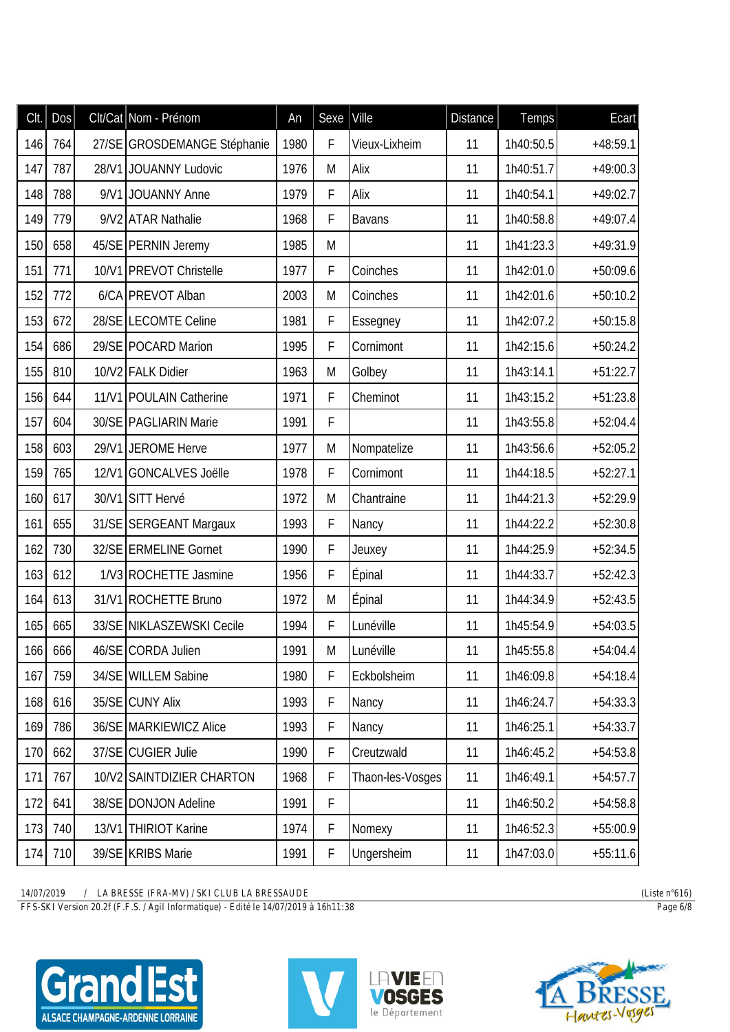| Clt. | Dos | Clt/Cat | Nom - Prénom | An | Sexe | Ville | Distance | Temps | Ecart |
|---|---|---|---|---|---|---|---|---|---|
| 146 | 764 | 27/SE | GROSDEMANGE Stéphanie | 1980 | F | Vieux-Lixheim | 11 | 1h40:50.5 | +48:59.1 |
| 147 | 787 | 28/V1 | JOUANNY Ludovic | 1976 | M | Alix | 11 | 1h40:51.7 | +49:00.3 |
| 148 | 788 | 9/V1 | JOUANNY Anne | 1979 | F | Alix | 11 | 1h40:54.1 | +49:02.7 |
| 149 | 779 | 9/V2 | ATAR Nathalie | 1968 | F | Bavans | 11 | 1h40:58.8 | +49:07.4 |
| 150 | 658 | 45/SE | PERNIN Jeremy | 1985 | M | | 11 | 1h41:23.3 | +49:31.9 |
| 151 | 771 | 10/V1 | PREVOT Christelle | 1977 | F | Coinches | 11 | 1h42:01.0 | +50:09.6 |
| 152 | 772 | 6/CA | PREVOT Alban | 2003 | M | Coinches | 11 | 1h42:01.6 | +50:10.2 |
| 153 | 672 | 28/SE | LECOMTE Celine | 1981 | F | Essegney | 11 | 1h42:07.2 | +50:15.8 |
| 154 | 686 | 29/SE | POCARD Marion | 1995 | F | Cornimont | 11 | 1h42:15.6 | +50:24.2 |
| 155 | 810 | 10/V2 | FALK Didier | 1963 | M | Golbey | 11 | 1h43:14.1 | +51:22.7 |
| 156 | 644 | 11/V1 | POULAIN Catherine | 1971 | F | Cheminot | 11 | 1h43:15.2 | +51:23.8 |
| 157 | 604 | 30/SE | PAGLIARIN Marie | 1991 | F | | 11 | 1h43:55.8 | +52:04.4 |
| 158 | 603 | 29/V1 | JEROME Herve | 1977 | M | Nompatelize | 11 | 1h43:56.6 | +52:05.2 |
| 159 | 765 | 12/V1 | GONCALVES Joëlle | 1978 | F | Cornimont | 11 | 1h44:18.5 | +52:27.1 |
| 160 | 617 | 30/V1 | SITT Hervé | 1972 | M | Chantraine | 11 | 1h44:21.3 | +52:29.9 |
| 161 | 655 | 31/SE | SERGEANT Margaux | 1993 | F | Nancy | 11 | 1h44:22.2 | +52:30.8 |
| 162 | 730 | 32/SE | ERMELINE Gornet | 1990 | F | Jeuxey | 11 | 1h44:25.9 | +52:34.5 |
| 163 | 612 | 1/V3 | ROCHETTE Jasmine | 1956 | F | Épinal | 11 | 1h44:33.7 | +52:42.3 |
| 164 | 613 | 31/V1 | ROCHETTE Bruno | 1972 | M | Épinal | 11 | 1h44:34.9 | +52:43.5 |
| 165 | 665 | 33/SE | NIKLASZEWSKI Cecile | 1994 | F | Lunéville | 11 | 1h45:54.9 | +54:03.5 |
| 166 | 666 | 46/SE | CORDA Julien | 1991 | M | Lunéville | 11 | 1h45:55.8 | +54:04.4 |
| 167 | 759 | 34/SE | WILLEM Sabine | 1980 | F | Eckbolsheim | 11 | 1h46:09.8 | +54:18.4 |
| 168 | 616 | 35/SE | CUNY Alix | 1993 | F | Nancy | 11 | 1h46:24.7 | +54:33.3 |
| 169 | 786 | 36/SE | MARKIEWICZ Alice | 1993 | F | Nancy | 11 | 1h46:25.1 | +54:33.7 |
| 170 | 662 | 37/SE | CUGIER Julie | 1990 | F | Creutzwald | 11 | 1h46:45.2 | +54:53.8 |
| 171 | 767 | 10/V2 | SAINTDIZIER CHARTON | 1968 | F | Thaon-les-Vosges | 11 | 1h46:49.1 | +54:57.7 |
| 172 | 641 | 38/SE | DONJON Adeline | 1991 | F | | 11 | 1h46:50.2 | +54:58.8 |
| 173 | 740 | 13/V1 | THIRIOT Karine | 1974 | F | Nomexy | 11 | 1h46:52.3 | +55:00.9 |
| 174 | 710 | 39/SE | KRIBS Marie | 1991 | F | Ungersheim | 11 | 1h47:03.0 | +55:11.6 |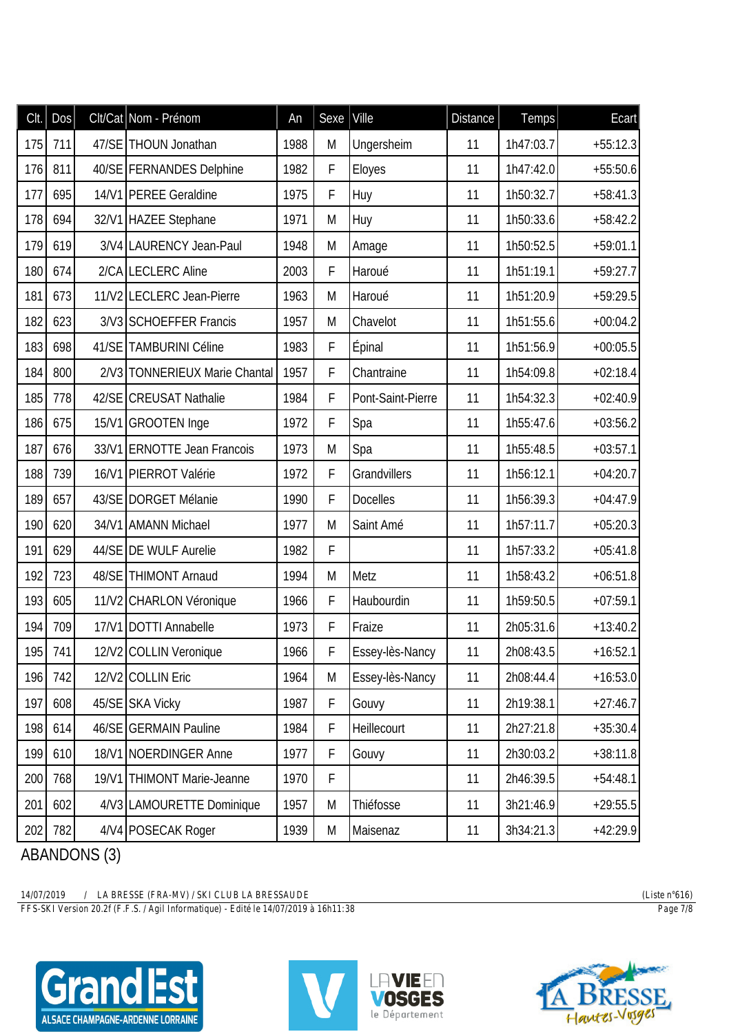| Clt. | Dos | Clt/Cat | Nom - Prénom | An | Sexe | Ville | Distance | Temps | Ecart |
|---|---|---|---|---|---|---|---|---|---|
| 175 | 711 | 47/SE | THOUN Jonathan | 1988 | M | Ungersheim | 11 | 1h47:03.7 | +55:12.3 |
| 176 | 811 | 40/SE | FERNANDES Delphine | 1982 | F | Eloyes | 11 | 1h47:42.0 | +55:50.6 |
| 177 | 695 | 14/V1 | PEREE Geraldine | 1975 | F | Huy | 11 | 1h50:32.7 | +58:41.3 |
| 178 | 694 | 32/V1 | HAZEE Stephane | 1971 | M | Huy | 11 | 1h50:33.6 | +58:42.2 |
| 179 | 619 | 3/V4 | LAURENCY Jean-Paul | 1948 | M | Amage | 11 | 1h50:52.5 | +59:01.1 |
| 180 | 674 | 2/CA | LECLERC Aline | 2003 | F | Haroué | 11 | 1h51:19.1 | +59:27.7 |
| 181 | 673 | 11/V2 | LECLERC Jean-Pierre | 1963 | M | Haroué | 11 | 1h51:20.9 | +59:29.5 |
| 182 | 623 | 3/V3 | SCHOEFFER Francis | 1957 | M | Chavelot | 11 | 1h51:55.6 | +00:04.2 |
| 183 | 698 | 41/SE | TAMBURINI Céline | 1983 | F | Épinal | 11 | 1h51:56.9 | +00:05.5 |
| 184 | 800 | 2/V3 | TONNERIEUX Marie Chantal | 1957 | F | Chantraine | 11 | 1h54:09.8 | +02:18.4 |
| 185 | 778 | 42/SE | CREUSAT Nathalie | 1984 | F | Pont-Saint-Pierre | 11 | 1h54:32.3 | +02:40.9 |
| 186 | 675 | 15/V1 | GROOTEN Inge | 1972 | F | Spa | 11 | 1h55:47.6 | +03:56.2 |
| 187 | 676 | 33/V1 | ERNOTTE Jean Francois | 1973 | M | Spa | 11 | 1h55:48.5 | +03:57.1 |
| 188 | 739 | 16/V1 | PIERROT Valérie | 1972 | F | Grandvillers | 11 | 1h56:12.1 | +04:20.7 |
| 189 | 657 | 43/SE | DORGET Mélanie | 1990 | F | Docelles | 11 | 1h56:39.3 | +04:47.9 |
| 190 | 620 | 34/V1 | AMANN Michael | 1977 | M | Saint Amé | 11 | 1h57:11.7 | +05:20.3 |
| 191 | 629 | 44/SE | DE WULF Aurelie | 1982 | F |  | 11 | 1h57:33.2 | +05:41.8 |
| 192 | 723 | 48/SE | THIMONT Arnaud | 1994 | M | Metz | 11 | 1h58:43.2 | +06:51.8 |
| 193 | 605 | 11/V2 | CHARLON Véronique | 1966 | F | Haubourdin | 11 | 1h59:50.5 | +07:59.1 |
| 194 | 709 | 17/V1 | DOTTI Annabelle | 1973 | F | Fraize | 11 | 2h05:31.6 | +13:40.2 |
| 195 | 741 | 12/V2 | COLLIN Veronique | 1966 | F | Essey-lès-Nancy | 11 | 2h08:43.5 | +16:52.1 |
| 196 | 742 | 12/V2 | COLLIN Eric | 1964 | M | Essey-lès-Nancy | 11 | 2h08:44.4 | +16:53.0 |
| 197 | 608 | 45/SE | SKA Vicky | 1987 | F | Gouvy | 11 | 2h19:38.1 | +27:46.7 |
| 198 | 614 | 46/SE | GERMAIN Pauline | 1984 | F | Heillecourt | 11 | 2h27:21.8 | +35:30.4 |
| 199 | 610 | 18/V1 | NOERDINGER Anne | 1977 | F | Gouvy | 11 | 2h30:03.2 | +38:11.8 |
| 200 | 768 | 19/V1 | THIMONT Marie-Jeanne | 1970 | F |  | 11 | 2h46:39.5 | +54:48.1 |
| 201 | 602 | 4/V3 | LAMOURETTE Dominique | 1957 | M | Thiéfosse | 11 | 3h21:46.9 | +29:55.5 |
| 202 | 782 | 4/V4 | POSECAK Roger | 1939 | M | Maisenaz | 11 | 3h34:21.3 | +42:29.9 |

ABANDONS (3)

14/07/2019 / LA BRESSE (FRA-MV) / SKI CLUB LA BRESSAUDE (Liste n°616)

FFS-SKI Version 20.2f (F.F.S. / Agil Informatique) - Edité le 14/07/2019 à 16h11:38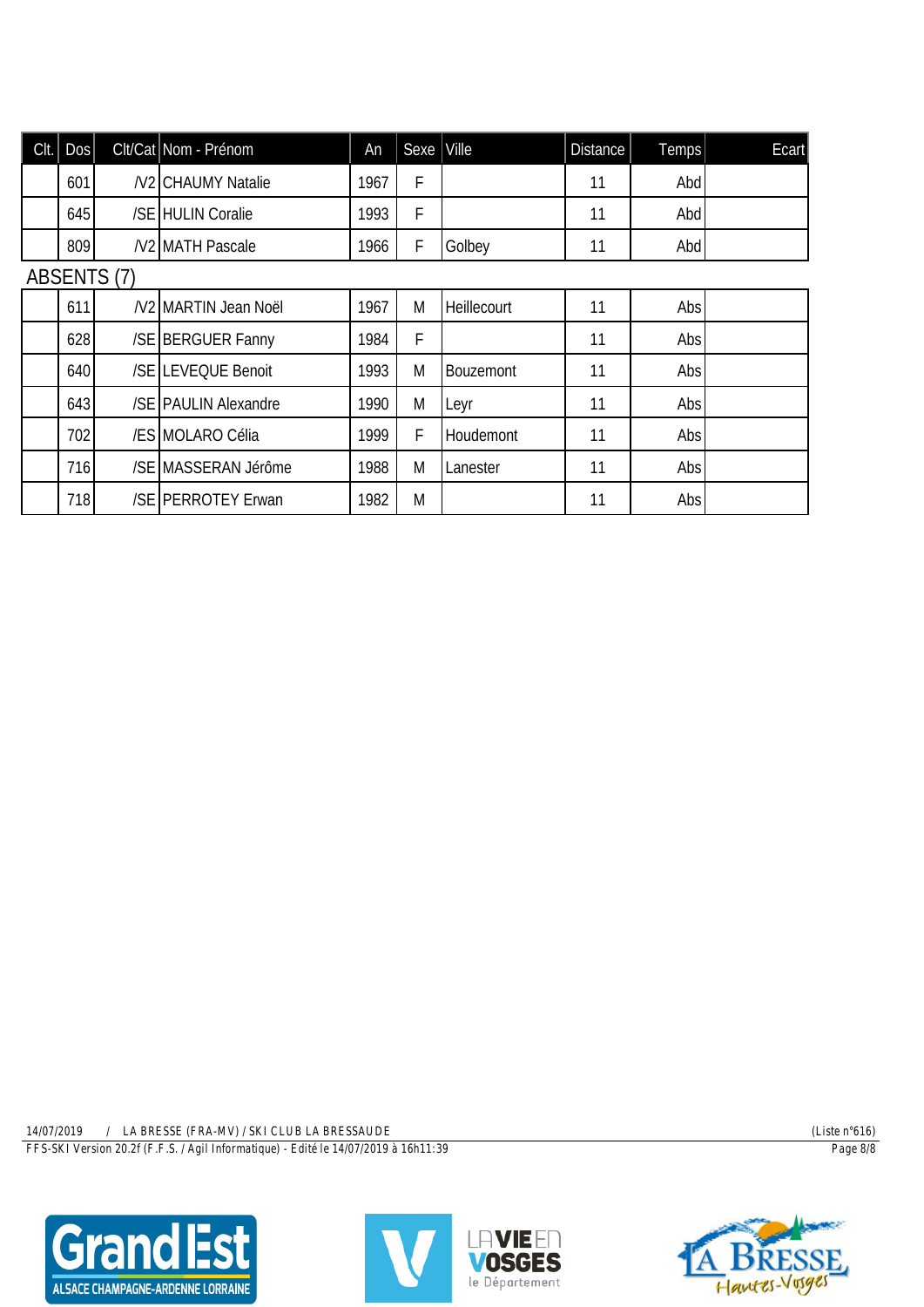| Clt. | Dos | Clt/Cat | Nom - Prénom | An | Sexe | Ville | Distance | Temps | Ecart |
|---|---|---|---|---|---|---|---|---|---|
| | 601 | /V2 | CHAUMY Natalie | 1967 | F | | 11 | Abd | |
| | 645 | /SE | HULIN Coralie | 1993 | F | | 11 | Abd | |
| | 809 | /V2 | MATH Pascale | 1966 | F | Golbey | 11 | Abd | |

ABSENTS (7)

| Clt. | Dos | Clt/Cat | Nom - Prénom | An | Sexe | Ville | Distance | Temps | Ecart |
|---|---|---|---|---|---|---|---|---|---|
| | 611 | /V2 | MARTIN Jean Noël | 1967 | M | Heillecourt | 11 | Abs | |
| | 628 | /SE | BERGUER Fanny | 1984 | F | | 11 | Abs | |
| | 640 | /SE | LEVEQUE Benoit | 1993 | M | Bouzemont | 11 | Abs | |
| | 643 | /SE | PAULIN Alexandre | 1990 | M | Leyr | 11 | Abs | |
| | 702 | /ES | MOLARO Célia | 1999 | F | Houdemont | 11 | Abs | |
| | 716 | /SE | MASSERAN Jérôme | 1988 | M | Lanester | 11 | Abs | |
| | 718 | /SE | PERROTEY Erwan | 1982 | M | | 11 | Abs | |

14/07/2019 / LA BRESSE (FRA-MV) / SKI CLUB LA BRESSAUDE (Liste n°616)

FFS-SKI Version 20.2f (F.F.S. / Agil Informatique) - Edité le 14/07/2019 à 16h11:39